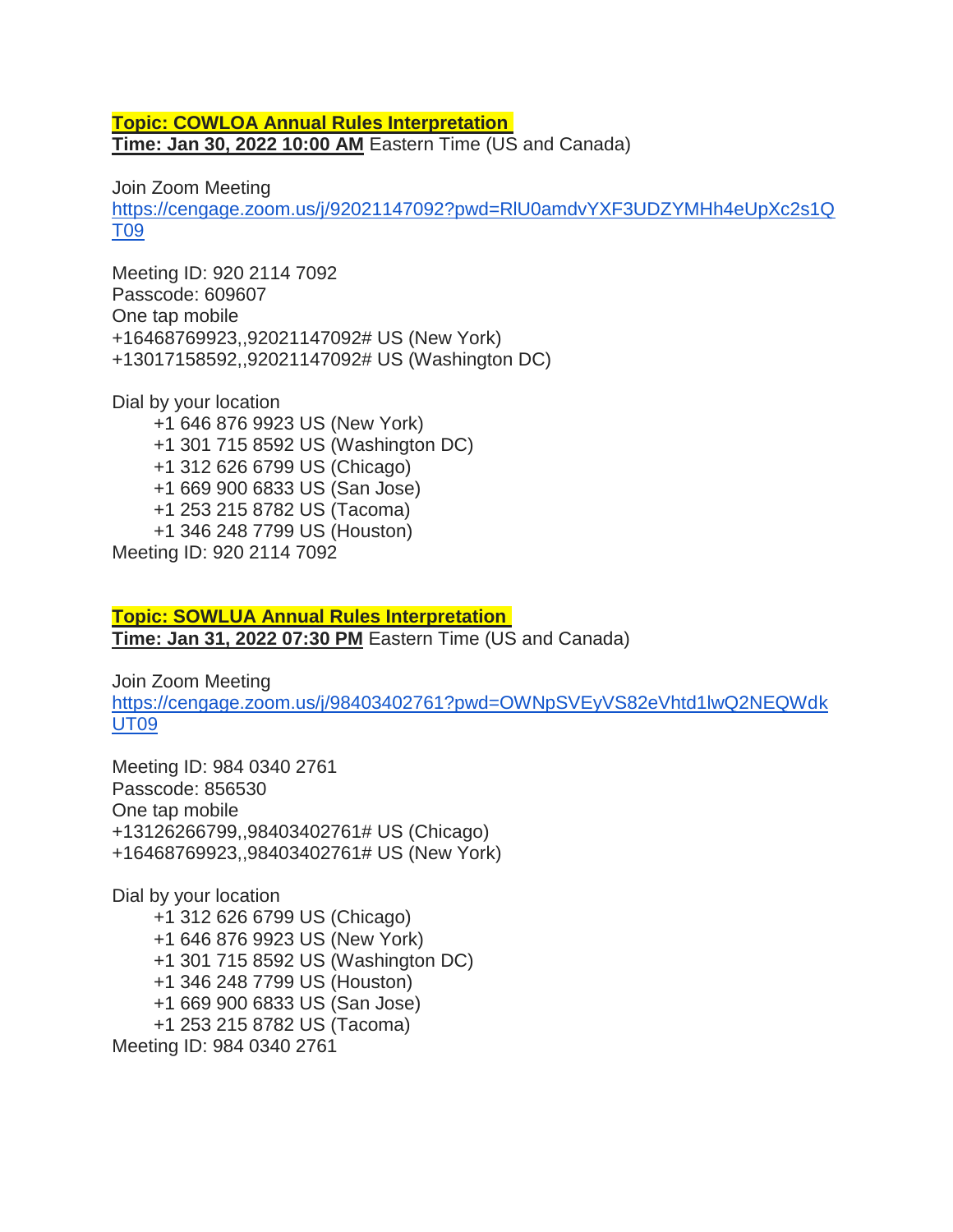**Topic: COWLOA Annual Rules Interpretation**

**Time: Jan 30, 2022 10:00 AM** Eastern Time (US and Canada)

Join Zoom Meeting
https://cengage.zoom.us/j/92021147092?pwd=RlU0amdvYXF3UDZYMHh4eUpXc2s1QT09

Meeting ID: 920 2114 7092
Passcode: 609607
One tap mobile
+16468769923,,92021147092# US (New York)
+13017158592,,92021147092# US (Washington DC)

Dial by your location
- +1 646 876 9923 US (New York)
- +1 301 715 8592 US (Washington DC)
- +1 312 626 6799 US (Chicago)
- +1 669 900 6833 US (San Jose)
- +1 253 215 8782 US (Tacoma)
- +1 346 248 7799 US (Houston)

Meeting ID: 920 2114 7092

**Topic: SOWLUA Annual Rules Interpretation**

**Time: Jan 31, 2022 07:30 PM** Eastern Time (US and Canada)

Join Zoom Meeting
https://cengage.zoom.us/j/98403402761?pwd=OWNpSVEyVS82eVhtd1lwQ2NEQWdkUT09

Meeting ID: 984 0340 2761
Passcode: 856530
One tap mobile
+13126266799,,98403402761# US (Chicago)
+16468769923,,98403402761# US (New York)

Dial by your location
- +1 312 626 6799 US (Chicago)
- +1 646 876 9923 US (New York)
- +1 301 715 8592 US (Washington DC)
- +1 346 248 7799 US (Houston)
- +1 669 900 6833 US (San Jose)
- +1 253 215 8782 US (Tacoma)

Meeting ID: 984 0340 2761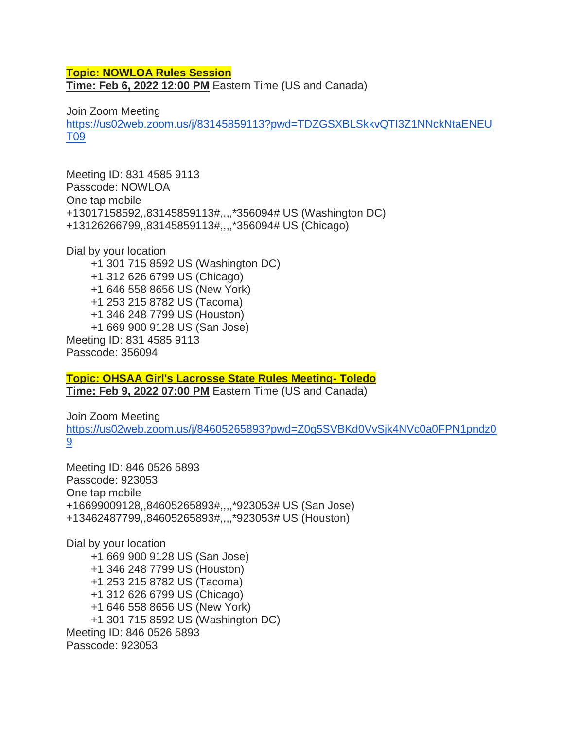**Topic: NOWLOA Rules Session**
**Time: Feb 6, 2022 12:00 PM** Eastern Time (US and Canada)

Join Zoom Meeting
https://us02web.zoom.us/j/83145859113?pwd=TDZGSXBLSkkvQTI3Z1NNckNtaENEUT09

Meeting ID: 831 4585 9113
Passcode: NOWLOA
One tap mobile
+13017158592,,83145859113#,,,,*356094# US (Washington DC)
+13126266799,,83145859113#,,,,*356094# US (Chicago)

Dial by your location
+1 301 715 8592 US (Washington DC)
+1 312 626 6799 US (Chicago)
+1 646 558 8656 US (New York)
+1 253 215 8782 US (Tacoma)
+1 346 248 7799 US (Houston)
+1 669 900 9128 US (San Jose)
Meeting ID: 831 4585 9113
Passcode: 356094

**Topic: OHSAA Girl's Lacrosse State Rules Meeting- Toledo**
**Time: Feb 9, 2022 07:00 PM** Eastern Time (US and Canada)

Join Zoom Meeting
https://us02web.zoom.us/j/84605265893?pwd=Z0g5SVBKd0VvSjk4NVc0a0FPN1pndz09

Meeting ID: 846 0526 5893
Passcode: 923053
One tap mobile
+16699009128,,84605265893#,,,,*923053# US (San Jose)
+13462487799,,84605265893#,,,,*923053# US (Houston)

Dial by your location
+1 669 900 9128 US (San Jose)
+1 346 248 7799 US (Houston)
+1 253 215 8782 US (Tacoma)
+1 312 626 6799 US (Chicago)
+1 646 558 8656 US (New York)
+1 301 715 8592 US (Washington DC)
Meeting ID: 846 0526 5893
Passcode: 923053